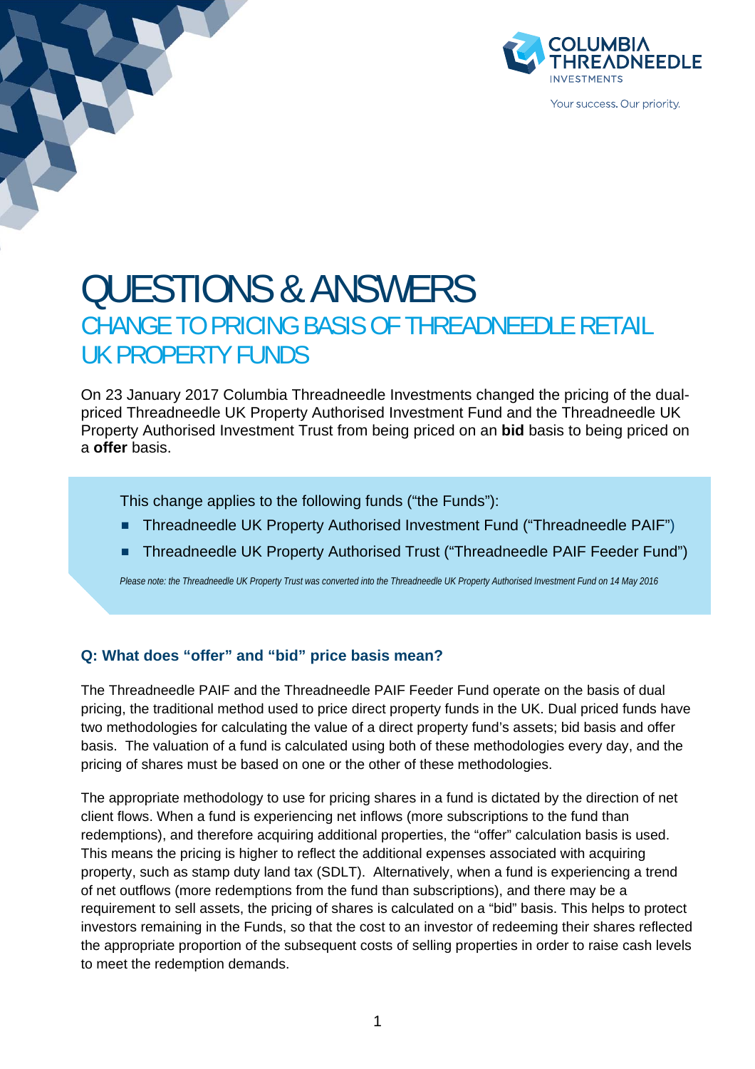# QUESTIONS & ANSWERS

## CHANGE TO PRICING BASIS OF THREADNEEDLE RETAIL UK PROPERTY FUNDS

On 23 January 2017 Columbia Threadneedle Investments changed the pricing of the dual-priced Threadneedle UK Property Authorised Investment Fund and the Threadneedle UK Property Authorised Investment Trust from being priced on an **bid** basis to being priced on a **offer** basis.

This change applies to the following funds ("the Funds"):

- Threadneedle UK Property Authorised Investment Fund ("Threadneedle PAIF")
- Threadneedle UK Property Authorised Trust ("Threadneedle PAIF Feeder Fund")

*Please note: the Threadneedle UK Property Trust was converted into the Threadneedle UK Property Authorised Investment Fund on 14 May 2016*

### Q: What does "offer" and "bid" price basis mean?

The Threadneedle PAIF and the Threadneedle PAIF Feeder Fund operate on the basis of dual pricing, the traditional method used to price direct property funds in the UK. Dual priced funds have two methodologies for calculating the value of a direct property fund's assets; bid basis and offer basis. The valuation of a fund is calculated using both of these methodologies every day, and the pricing of shares must be based on one or the other of these methodologies.

The appropriate methodology to use for pricing shares in a fund is dictated by the direction of net client flows. When a fund is experiencing net inflows (more subscriptions to the fund than redemptions), and therefore acquiring additional properties, the "offer" calculation basis is used. This means the pricing is higher to reflect the additional expenses associated with acquiring property, such as stamp duty land tax (SDLT). Alternatively, when a fund is experiencing a trend of net outflows (more redemptions from the fund than subscriptions), and there may be a requirement to sell assets, the pricing of shares is calculated on a "bid" basis. This helps to protect investors remaining in the Funds, so that the cost to an investor of redeeming their shares reflected the appropriate proportion of the subsequent costs of selling properties in order to raise cash levels to meet the redemption demands.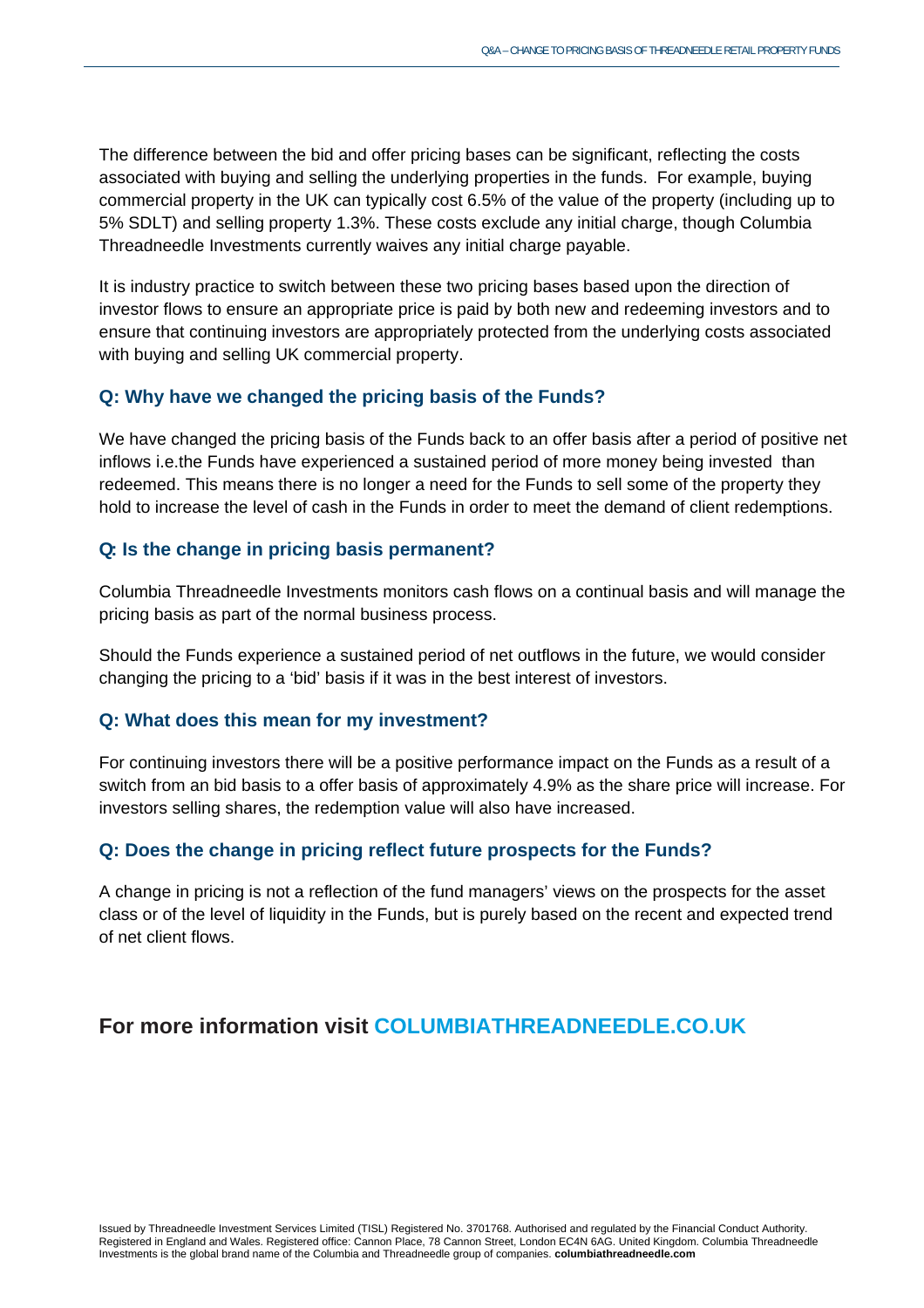The difference between the bid and offer pricing bases can be significant, reflecting the costs associated with buying and selling the underlying properties in the funds. For example, buying commercial property in the UK can typically cost 6.5% of the value of the property (including up to 5% SDLT) and selling property 1.3%. These costs exclude any initial charge, though Columbia Threadneedle Investments currently waives any initial charge payable.

It is industry practice to switch between these two pricing bases based upon the direction of investor flows to ensure an appropriate price is paid by both new and redeeming investors and to ensure that continuing investors are appropriately protected from the underlying costs associated with buying and selling UK commercial property.

### Q: Why have we changed the pricing basis of the Funds?

We have changed the pricing basis of the Funds back to an offer basis after a period of positive net inflows i.e.the Funds have experienced a sustained period of more money being invested than redeemed. This means there is no longer a need for the Funds to sell some of the property they hold to increase the level of cash in the Funds in order to meet the demand of client redemptions.

### Q: Is the change in pricing basis permanent?

Columbia Threadneedle Investments monitors cash flows on a continual basis and will manage the pricing basis as part of the normal business process.

Should the Funds experience a sustained period of net outflows in the future, we would consider changing the pricing to a 'bid' basis if it was in the best interest of investors.

### Q: What does this mean for my investment?

For continuing investors there will be a positive performance impact on the Funds as a result of a switch from an bid basis to a offer basis of approximately 4.9% as the share price will increase. For investors selling shares, the redemption value will also have increased.

### Q: Does the change in pricing reflect future prospects for the Funds?

A change in pricing is not a reflection of the fund managers' views on the prospects for the asset class or of the level of liquidity in the Funds, but is purely based on the recent and expected trend of net client flows.

## For more information visit COLUMBIATHREADNEEDLE.CO.UK

Issued by Threadneedle Investment Services Limited (TISL) Registered No. 3701768. Authorised and regulated by the Financial Conduct Authority. Registered in England and Wales. Registered office: Cannon Place, 78 Cannon Street, London EC4N 6AG. United Kingdom. Columbia Threadneedle Investments is the global brand name of the Columbia and Threadneedle group of companies. **columbiathreadneedle.com**